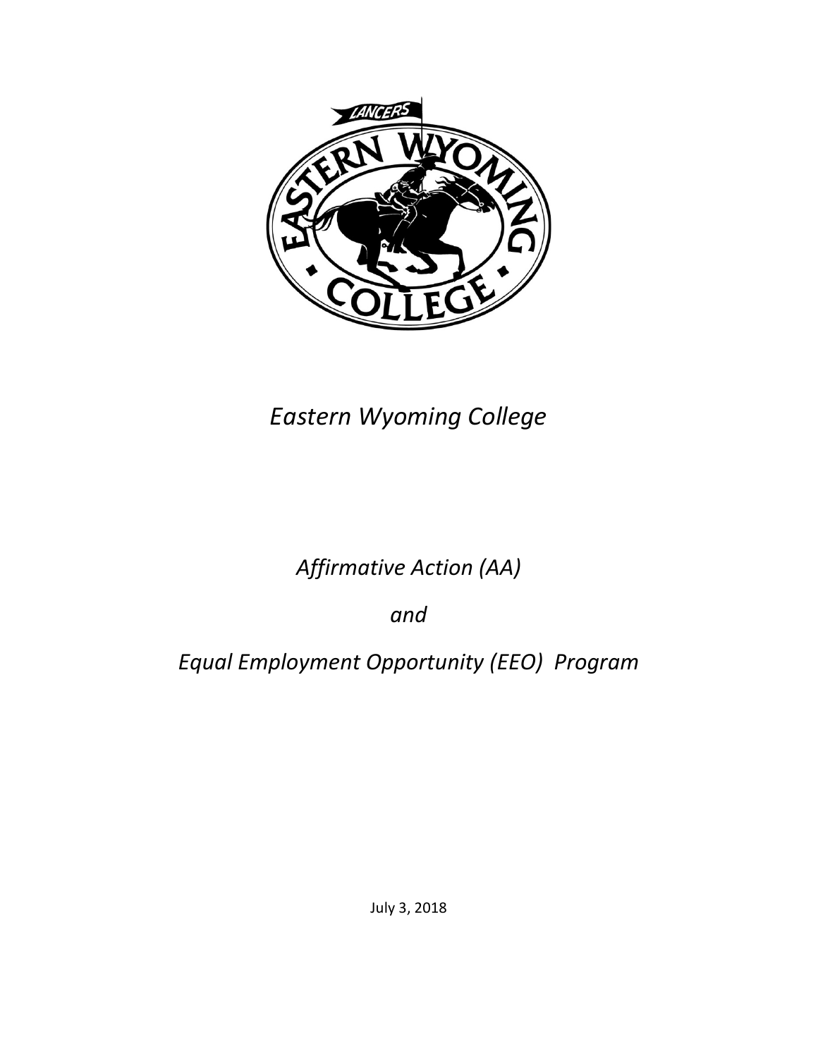*Eastern Wyoming College*

*Affirmative Action (AA)*

*and*

*Equal Employment Opportunity (EEO) Program*

July 3, 2018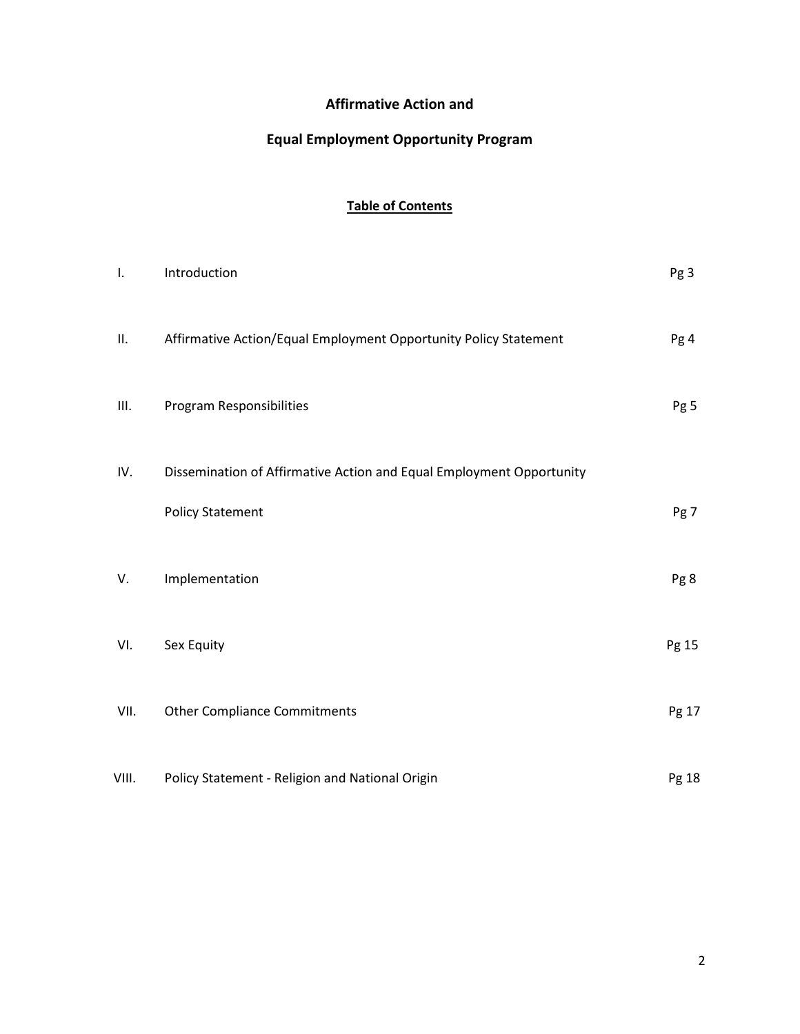# Affirmative Action and

# Equal Employment Opportunity Program

## Table of Contents

| | | |
|---|---|---|
| I. | Introduction | Pg 3 |
| II. | Affirmative Action/Equal Employment Opportunity Policy Statement | Pg 4 |
| III. | Program Responsibilities | Pg 5 |
| IV. | Dissemination of Affirmative Action and Equal Employment Opportunity Policy Statement | Pg 7 |
| V. | Implementation | Pg 8 |
| VI. | Sex Equity | Pg 15 |
| VII. | Other Compliance Commitments | Pg 17 |
| VIII. | Policy Statement - Religion and National Origin | Pg 18 |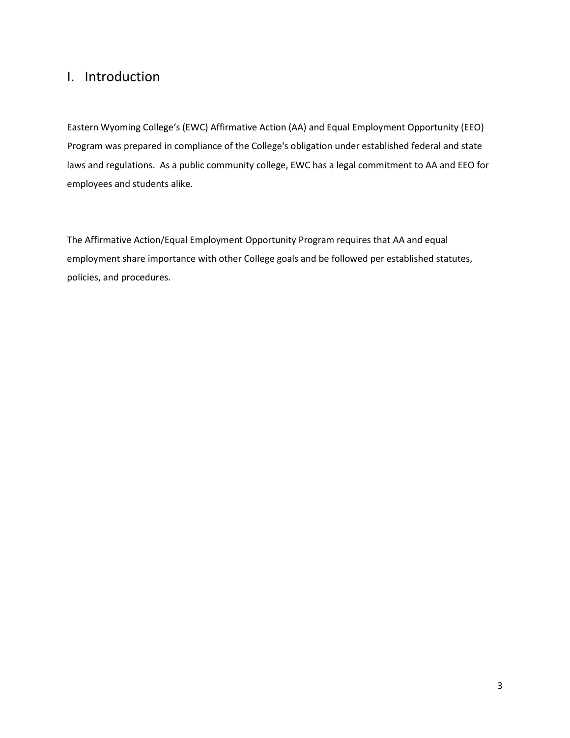# I. Introduction

Eastern Wyoming College's (EWC) Affirmative Action (AA) and Equal Employment Opportunity (EEO) Program was prepared in compliance of the College's obligation under established federal and state laws and regulations. As a public community college, EWC has a legal commitment to AA and EEO for employees and students alike.

The Affirmative Action/Equal Employment Opportunity Program requires that AA and equal employment share importance with other College goals and be followed per established statutes, policies, and procedures.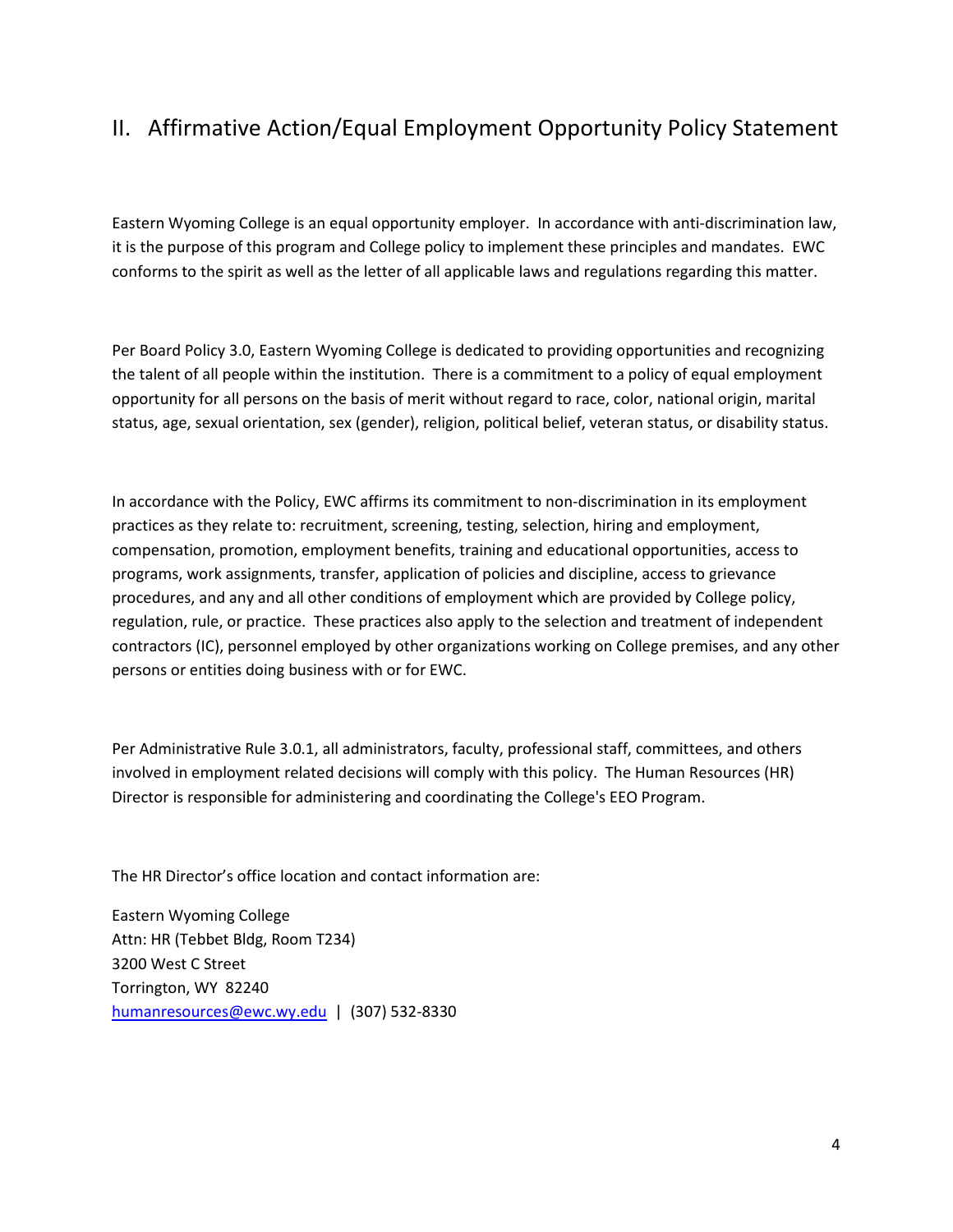## II. Affirmative Action/Equal Employment Opportunity Policy Statement

Eastern Wyoming College is an equal opportunity employer. In accordance with anti-discrimination law, it is the purpose of this program and College policy to implement these principles and mandates. EWC conforms to the spirit as well as the letter of all applicable laws and regulations regarding this matter.

Per Board Policy 3.0, Eastern Wyoming College is dedicated to providing opportunities and recognizing the talent of all people within the institution. There is a commitment to a policy of equal employment opportunity for all persons on the basis of merit without regard to race, color, national origin, marital status, age, sexual orientation, sex (gender), religion, political belief, veteran status, or disability status.

In accordance with the Policy, EWC affirms its commitment to non-discrimination in its employment practices as they relate to: recruitment, screening, testing, selection, hiring and employment, compensation, promotion, employment benefits, training and educational opportunities, access to programs, work assignments, transfer, application of policies and discipline, access to grievance procedures, and any and all other conditions of employment which are provided by College policy, regulation, rule, or practice. These practices also apply to the selection and treatment of independent contractors (IC), personnel employed by other organizations working on College premises, and any other persons or entities doing business with or for EWC.

Per Administrative Rule 3.0.1, all administrators, faculty, professional staff, committees, and others involved in employment related decisions will comply with this policy. The Human Resources (HR) Director is responsible for administering and coordinating the College's EEO Program.

The HR Director's office location and contact information are:

Eastern Wyoming College
Attn: HR (Tebbet Bldg, Room T234)
3200 West C Street
Torrington, WY 82240
humanresources@ewc.wy.edu | (307) 532-8330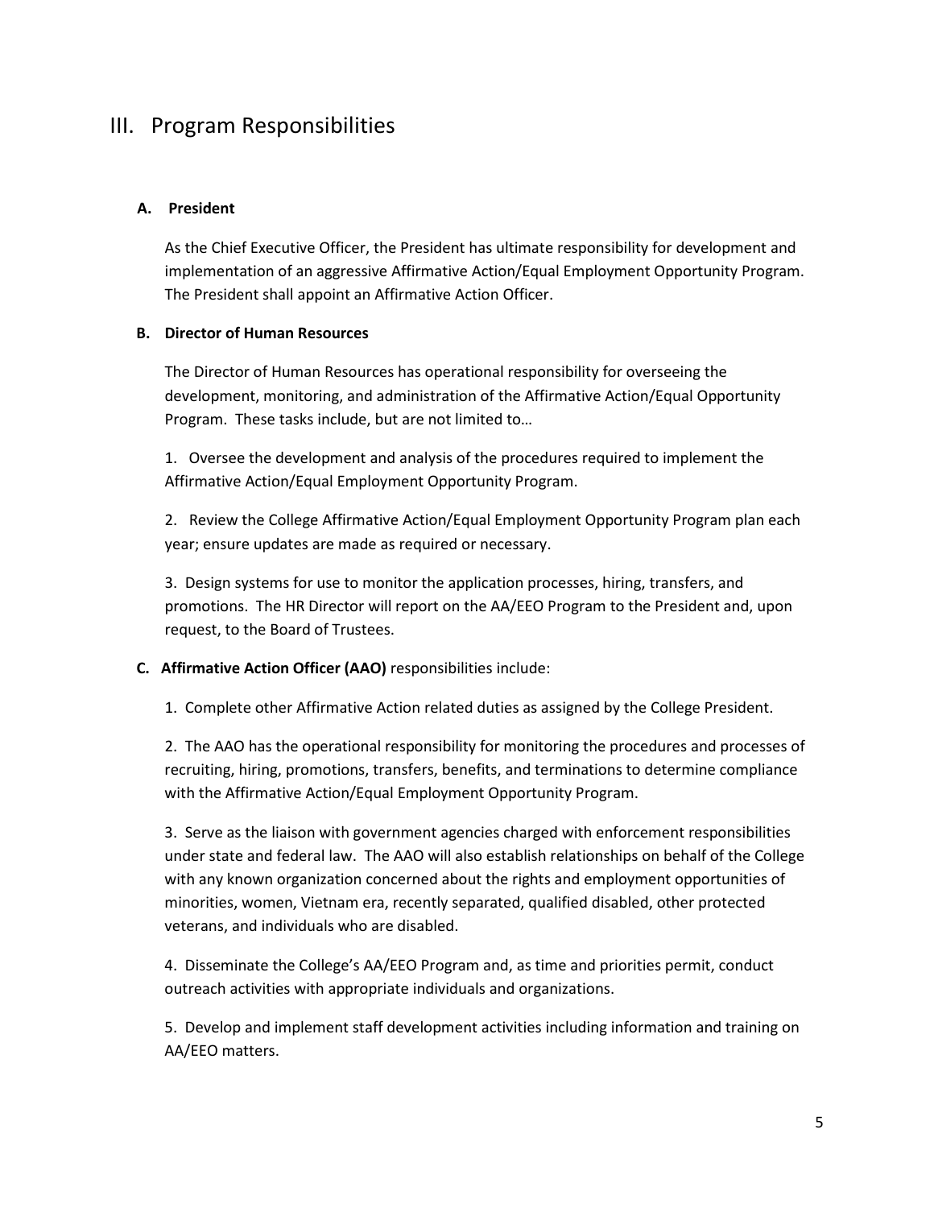# III. Program Responsibilities

**A. President**

As the Chief Executive Officer, the President has ultimate responsibility for development and implementation of an aggressive Affirmative Action/Equal Employment Opportunity Program. The President shall appoint an Affirmative Action Officer.

**B. Director of Human Resources**

The Director of Human Resources has operational responsibility for overseeing the development, monitoring, and administration of the Affirmative Action/Equal Opportunity Program. These tasks include, but are not limited to…

1. Oversee the development and analysis of the procedures required to implement the Affirmative Action/Equal Employment Opportunity Program.

2. Review the College Affirmative Action/Equal Employment Opportunity Program plan each year; ensure updates are made as required or necessary.

3. Design systems for use to monitor the application processes, hiring, transfers, and promotions. The HR Director will report on the AA/EEO Program to the President and, upon request, to the Board of Trustees.

**C. Affirmative Action Officer (AAO)** responsibilities include:

1. Complete other Affirmative Action related duties as assigned by the College President.

2. The AAO has the operational responsibility for monitoring the procedures and processes of recruiting, hiring, promotions, transfers, benefits, and terminations to determine compliance with the Affirmative Action/Equal Employment Opportunity Program.

3. Serve as the liaison with government agencies charged with enforcement responsibilities under state and federal law. The AAO will also establish relationships on behalf of the College with any known organization concerned about the rights and employment opportunities of minorities, women, Vietnam era, recently separated, qualified disabled, other protected veterans, and individuals who are disabled.

4. Disseminate the College's AA/EEO Program and, as time and priorities permit, conduct outreach activities with appropriate individuals and organizations.

5. Develop and implement staff development activities including information and training on AA/EEO matters.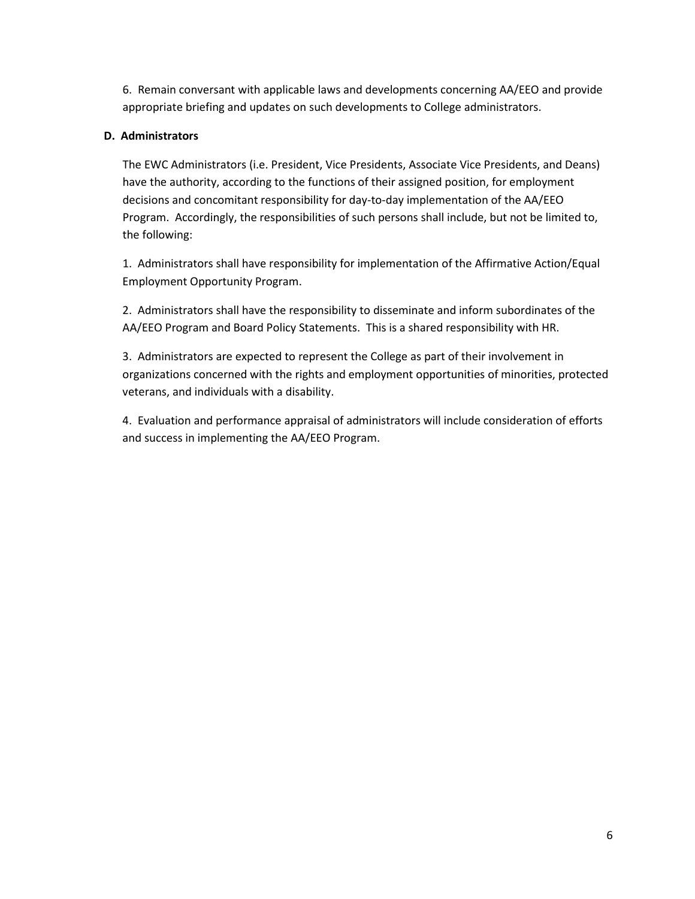6. Remain conversant with applicable laws and developments concerning AA/EEO and provide appropriate briefing and updates on such developments to College administrators.

### D. Administrators

The EWC Administrators (i.e. President, Vice Presidents, Associate Vice Presidents, and Deans) have the authority, according to the functions of their assigned position, for employment decisions and concomitant responsibility for day-to-day implementation of the AA/EEO Program. Accordingly, the responsibilities of such persons shall include, but not be limited to, the following:

1. Administrators shall have responsibility for implementation of the Affirmative Action/Equal Employment Opportunity Program.

2. Administrators shall have the responsibility to disseminate and inform subordinates of the AA/EEO Program and Board Policy Statements. This is a shared responsibility with HR.

3. Administrators are expected to represent the College as part of their involvement in organizations concerned with the rights and employment opportunities of minorities, protected veterans, and individuals with a disability.

4. Evaluation and performance appraisal of administrators will include consideration of efforts and success in implementing the AA/EEO Program.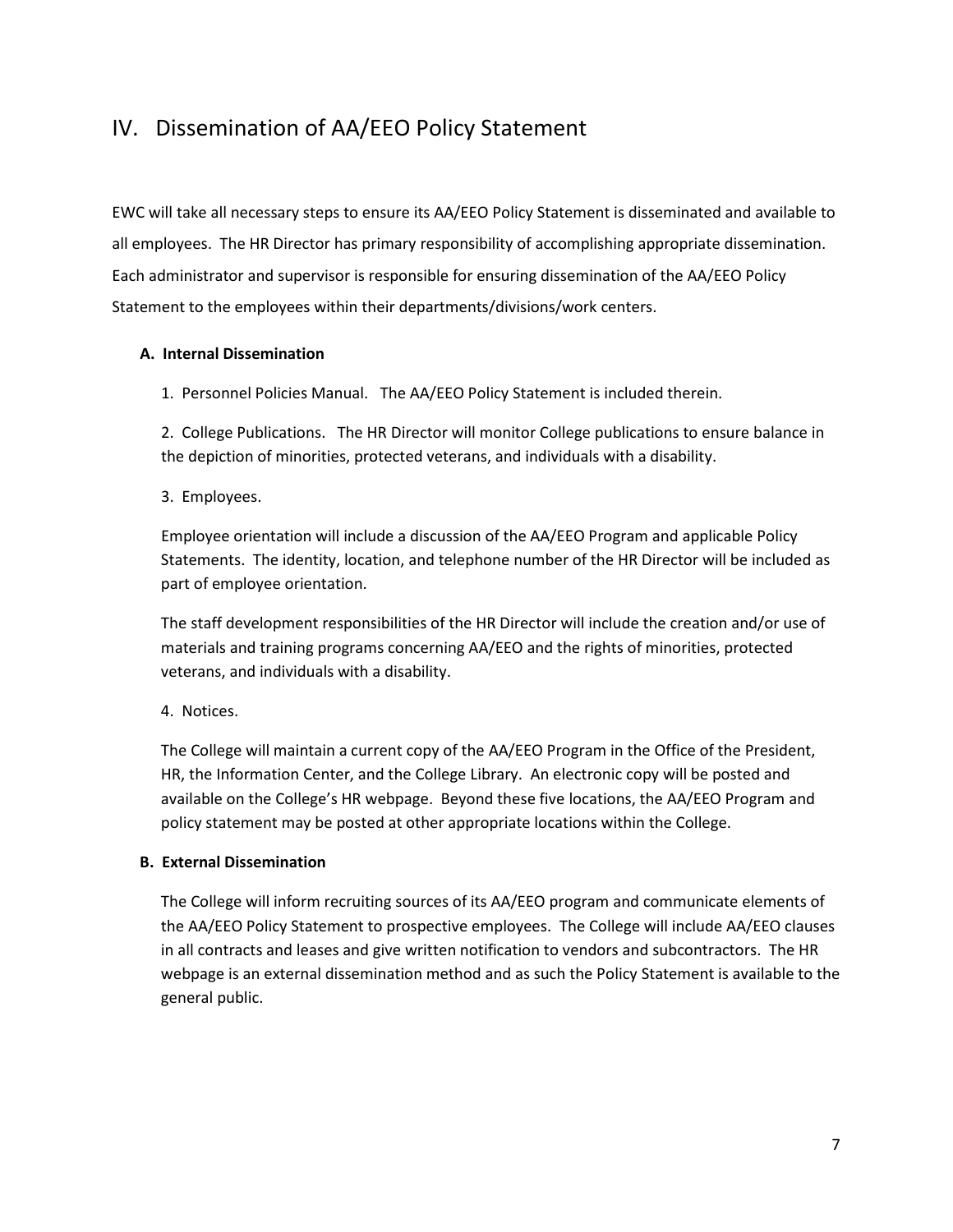## IV. Dissemination of AA/EEO Policy Statement

EWC will take all necessary steps to ensure its AA/EEO Policy Statement is disseminated and available to all employees. The HR Director has primary responsibility of accomplishing appropriate dissemination. Each administrator and supervisor is responsible for ensuring dissemination of the AA/EEO Policy Statement to the employees within their departments/divisions/work centers.

### A. Internal Dissemination

1. Personnel Policies Manual. The AA/EEO Policy Statement is included therein.

2. College Publications. The HR Director will monitor College publications to ensure balance in the depiction of minorities, protected veterans, and individuals with a disability.

3. Employees.

Employee orientation will include a discussion of the AA/EEO Program and applicable Policy Statements. The identity, location, and telephone number of the HR Director will be included as part of employee orientation.

The staff development responsibilities of the HR Director will include the creation and/or use of materials and training programs concerning AA/EEO and the rights of minorities, protected veterans, and individuals with a disability.

4. Notices.

The College will maintain a current copy of the AA/EEO Program in the Office of the President, HR, the Information Center, and the College Library. An electronic copy will be posted and available on the College's HR webpage. Beyond these five locations, the AA/EEO Program and policy statement may be posted at other appropriate locations within the College.

### B. External Dissemination

The College will inform recruiting sources of its AA/EEO program and communicate elements of the AA/EEO Policy Statement to prospective employees. The College will include AA/EEO clauses in all contracts and leases and give written notification to vendors and subcontractors. The HR webpage is an external dissemination method and as such the Policy Statement is available to the general public.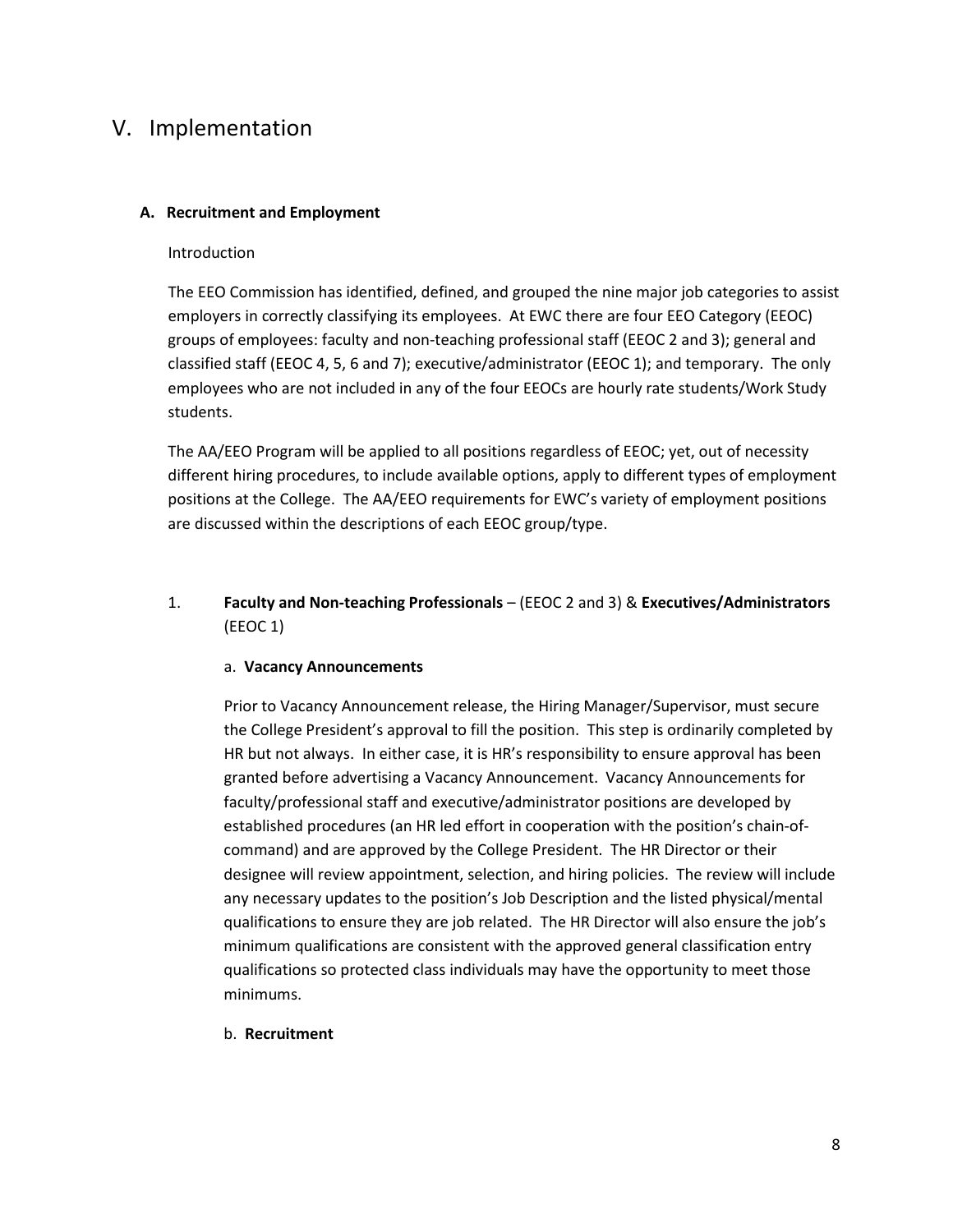# V. Implementation

### A. Recruitment and Employment

Introduction

The EEO Commission has identified, defined, and grouped the nine major job categories to assist employers in correctly classifying its employees. At EWC there are four EEO Category (EEOC) groups of employees: faculty and non-teaching professional staff (EEOC 2 and 3); general and classified staff (EEOC 4, 5, 6 and 7); executive/administrator (EEOC 1); and temporary. The only employees who are not included in any of the four EEOCs are hourly rate students/Work Study students.

The AA/EEO Program will be applied to all positions regardless of EEOC; yet, out of necessity different hiring procedures, to include available options, apply to different types of employment positions at the College. The AA/EEO requirements for EWC's variety of employment positions are discussed within the descriptions of each EEOC group/type.

1. **Faculty and Non-teaching Professionals** – (EEOC 2 and 3) & **Executives/Administrators** (EEOC 1)

   a. **Vacancy Announcements**

   Prior to Vacancy Announcement release, the Hiring Manager/Supervisor, must secure the College President's approval to fill the position. This step is ordinarily completed by HR but not always. In either case, it is HR's responsibility to ensure approval has been granted before advertising a Vacancy Announcement. Vacancy Announcements for faculty/professional staff and executive/administrator positions are developed by established procedures (an HR led effort in cooperation with the position's chain-of-command) and are approved by the College President. The HR Director or their designee will review appointment, selection, and hiring policies. The review will include any necessary updates to the position's Job Description and the listed physical/mental qualifications to ensure they are job related. The HR Director will also ensure the job's minimum qualifications are consistent with the approved general classification entry qualifications so protected class individuals may have the opportunity to meet those minimums.

   b. **Recruitment**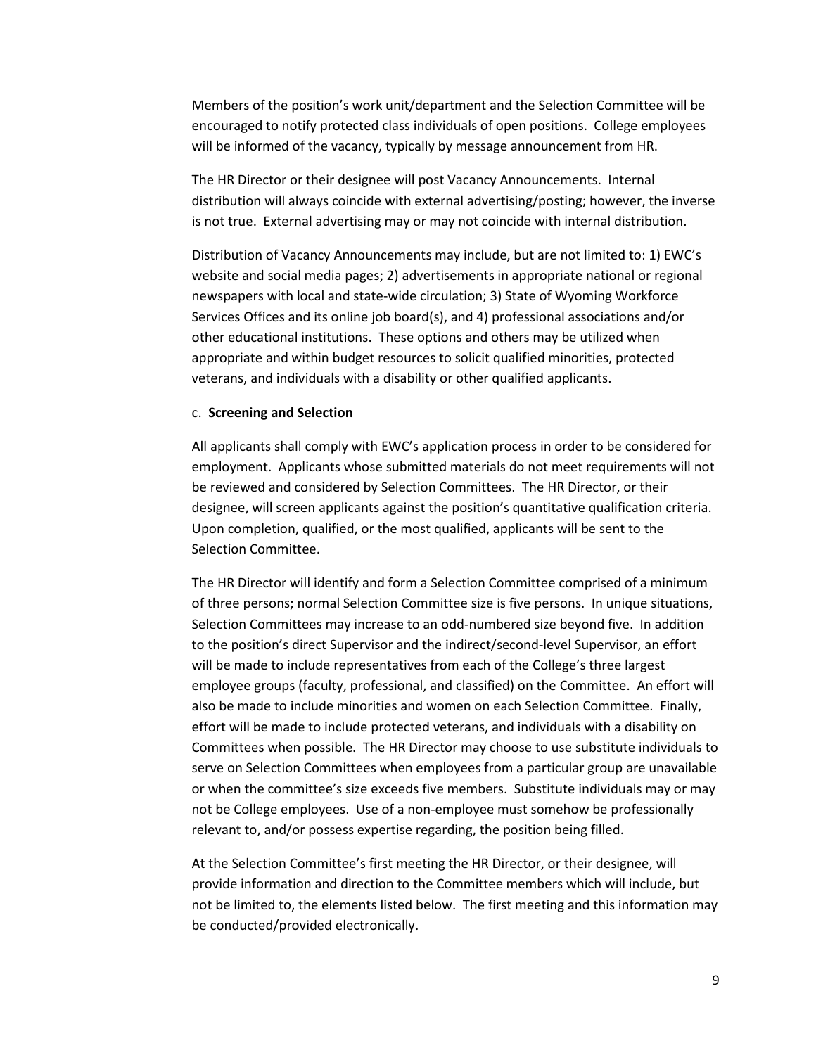Members of the position's work unit/department and the Selection Committee will be encouraged to notify protected class individuals of open positions. College employees will be informed of the vacancy, typically by message announcement from HR.

The HR Director or their designee will post Vacancy Announcements. Internal distribution will always coincide with external advertising/posting; however, the inverse is not true. External advertising may or may not coincide with internal distribution.

Distribution of Vacancy Announcements may include, but are not limited to: 1) EWC's website and social media pages; 2) advertisements in appropriate national or regional newspapers with local and state-wide circulation; 3) State of Wyoming Workforce Services Offices and its online job board(s), and 4) professional associations and/or other educational institutions. These options and others may be utilized when appropriate and within budget resources to solicit qualified minorities, protected veterans, and individuals with a disability or other qualified applicants.

c. **Screening and Selection**

All applicants shall comply with EWC's application process in order to be considered for employment. Applicants whose submitted materials do not meet requirements will not be reviewed and considered by Selection Committees. The HR Director, or their designee, will screen applicants against the position's quantitative qualification criteria. Upon completion, qualified, or the most qualified, applicants will be sent to the Selection Committee.

The HR Director will identify and form a Selection Committee comprised of a minimum of three persons; normal Selection Committee size is five persons. In unique situations, Selection Committees may increase to an odd-numbered size beyond five. In addition to the position's direct Supervisor and the indirect/second-level Supervisor, an effort will be made to include representatives from each of the College's three largest employee groups (faculty, professional, and classified) on the Committee. An effort will also be made to include minorities and women on each Selection Committee. Finally, effort will be made to include protected veterans, and individuals with a disability on Committees when possible. The HR Director may choose to use substitute individuals to serve on Selection Committees when employees from a particular group are unavailable or when the committee's size exceeds five members. Substitute individuals may or may not be College employees. Use of a non-employee must somehow be professionally relevant to, and/or possess expertise regarding, the position being filled.

At the Selection Committee's first meeting the HR Director, or their designee, will provide information and direction to the Committee members which will include, but not be limited to, the elements listed below. The first meeting and this information may be conducted/provided electronically.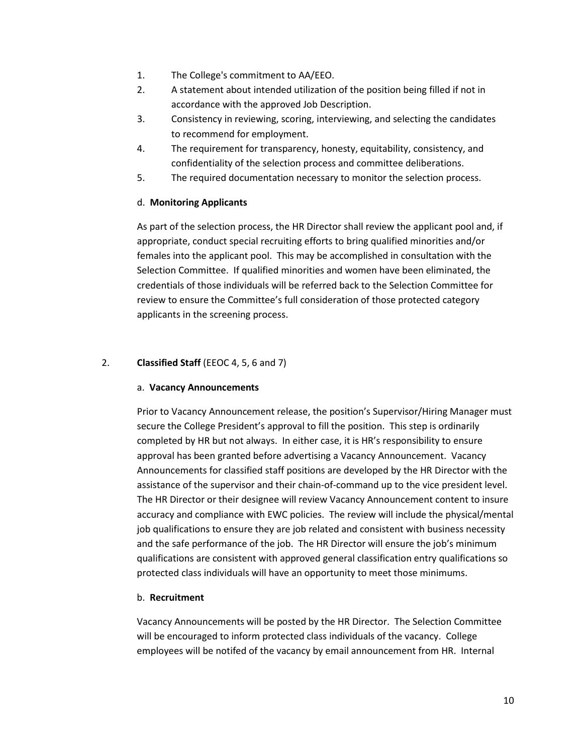1. The College's commitment to AA/EEO.
2. A statement about intended utilization of the position being filled if not in accordance with the approved Job Description.
3. Consistency in reviewing, scoring, interviewing, and selecting the candidates to recommend for employment.
4. The requirement for transparency, honesty, equitability, consistency, and confidentiality of the selection process and committee deliberations.
5. The required documentation necessary to monitor the selection process.

d. **Monitoring Applicants**

As part of the selection process, the HR Director shall review the applicant pool and, if appropriate, conduct special recruiting efforts to bring qualified minorities and/or females into the applicant pool. This may be accomplished in consultation with the Selection Committee. If qualified minorities and women have been eliminated, the credentials of those individuals will be referred back to the Selection Committee for review to ensure the Committee's full consideration of those protected category applicants in the screening process.

2. **Classified Staff** (EEOC 4, 5, 6 and 7)

a. **Vacancy Announcements**

Prior to Vacancy Announcement release, the position's Supervisor/Hiring Manager must secure the College President's approval to fill the position. This step is ordinarily completed by HR but not always. In either case, it is HR's responsibility to ensure approval has been granted before advertising a Vacancy Announcement. Vacancy Announcements for classified staff positions are developed by the HR Director with the assistance of the supervisor and their chain-of-command up to the vice president level. The HR Director or their designee will review Vacancy Announcement content to insure accuracy and compliance with EWC policies. The review will include the physical/mental job qualifications to ensure they are job related and consistent with business necessity and the safe performance of the job. The HR Director will ensure the job's minimum qualifications are consistent with approved general classification entry qualifications so protected class individuals will have an opportunity to meet those minimums.

b. **Recruitment**

Vacancy Announcements will be posted by the HR Director. The Selection Committee will be encouraged to inform protected class individuals of the vacancy. College employees will be notifed of the vacancy by email announcement from HR. Internal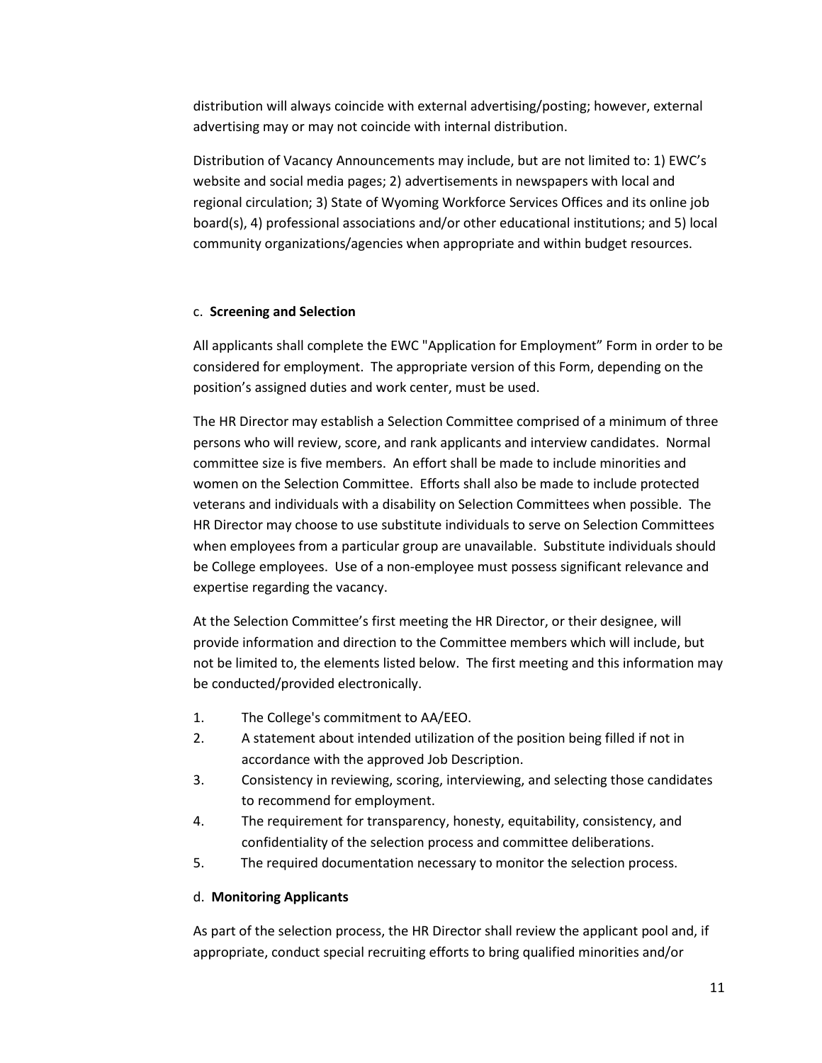distribution will always coincide with external advertising/posting; however, external advertising may or may not coincide with internal distribution.

Distribution of Vacancy Announcements may include, but are not limited to: 1) EWC's website and social media pages; 2) advertisements in newspapers with local and regional circulation; 3) State of Wyoming Workforce Services Offices and its online job board(s), 4) professional associations and/or other educational institutions; and 5) local community organizations/agencies when appropriate and within budget resources.

c. **Screening and Selection**

All applicants shall complete the EWC "Application for Employment" Form in order to be considered for employment. The appropriate version of this Form, depending on the position's assigned duties and work center, must be used.

The HR Director may establish a Selection Committee comprised of a minimum of three persons who will review, score, and rank applicants and interview candidates. Normal committee size is five members. An effort shall be made to include minorities and women on the Selection Committee. Efforts shall also be made to include protected veterans and individuals with a disability on Selection Committees when possible. The HR Director may choose to use substitute individuals to serve on Selection Committees when employees from a particular group are unavailable. Substitute individuals should be College employees. Use of a non-employee must possess significant relevance and expertise regarding the vacancy.

At the Selection Committee's first meeting the HR Director, or their designee, will provide information and direction to the Committee members which will include, but not be limited to, the elements listed below. The first meeting and this information may be conducted/provided electronically.

1. The College's commitment to AA/EEO.
2. A statement about intended utilization of the position being filled if not in accordance with the approved Job Description.
3. Consistency in reviewing, scoring, interviewing, and selecting those candidates to recommend for employment.
4. The requirement for transparency, honesty, equitability, consistency, and confidentiality of the selection process and committee deliberations.
5. The required documentation necessary to monitor the selection process.

d. **Monitoring Applicants**

As part of the selection process, the HR Director shall review the applicant pool and, if appropriate, conduct special recruiting efforts to bring qualified minorities and/or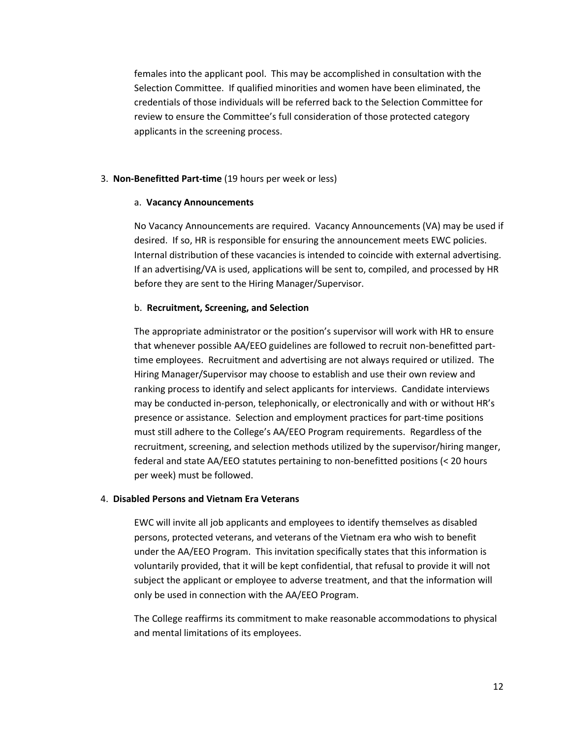females into the applicant pool. This may be accomplished in consultation with the Selection Committee. If qualified minorities and women have been eliminated, the credentials of those individuals will be referred back to the Selection Committee for review to ensure the Committee's full consideration of those protected category applicants in the screening process.

3. **Non-Benefitted Part-time** (19 hours per week or less)

   a. **Vacancy Announcements**

   No Vacancy Announcements are required. Vacancy Announcements (VA) may be used if desired. If so, HR is responsible for ensuring the announcement meets EWC policies. Internal distribution of these vacancies is intended to coincide with external advertising. If an advertising/VA is used, applications will be sent to, compiled, and processed by HR before they are sent to the Hiring Manager/Supervisor.

   b. **Recruitment, Screening, and Selection**

   The appropriate administrator or the position's supervisor will work with HR to ensure that whenever possible AA/EEO guidelines are followed to recruit non-benefitted part-time employees. Recruitment and advertising are not always required or utilized. The Hiring Manager/Supervisor may choose to establish and use their own review and ranking process to identify and select applicants for interviews. Candidate interviews may be conducted in-person, telephonically, or electronically and with or without HR's presence or assistance. Selection and employment practices for part-time positions must still adhere to the College's AA/EEO Program requirements. Regardless of the recruitment, screening, and selection methods utilized by the supervisor/hiring manger, federal and state AA/EEO statutes pertaining to non-benefitted positions (< 20 hours per week) must be followed.

4. **Disabled Persons and Vietnam Era Veterans**

   EWC will invite all job applicants and employees to identify themselves as disabled persons, protected veterans, and veterans of the Vietnam era who wish to benefit under the AA/EEO Program. This invitation specifically states that this information is voluntarily provided, that it will be kept confidential, that refusal to provide it will not subject the applicant or employee to adverse treatment, and that the information will only be used in connection with the AA/EEO Program.

   The College reaffirms its commitment to make reasonable accommodations to physical and mental limitations of its employees.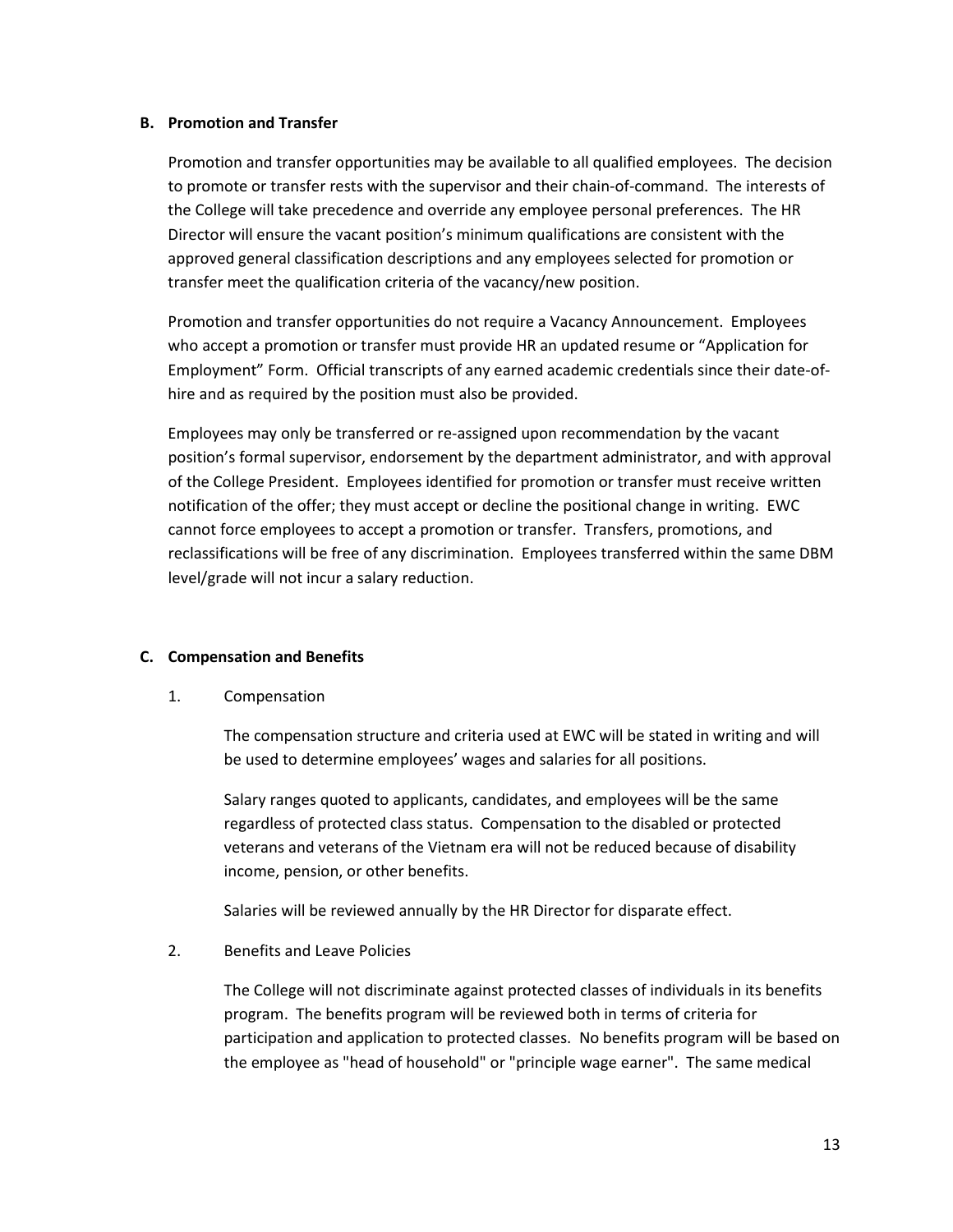### B. Promotion and Transfer

Promotion and transfer opportunities may be available to all qualified employees. The decision to promote or transfer rests with the supervisor and their chain-of-command. The interests of the College will take precedence and override any employee personal preferences. The HR Director will ensure the vacant position's minimum qualifications are consistent with the approved general classification descriptions and any employees selected for promotion or transfer meet the qualification criteria of the vacancy/new position.

Promotion and transfer opportunities do not require a Vacancy Announcement. Employees who accept a promotion or transfer must provide HR an updated resume or "Application for Employment" Form. Official transcripts of any earned academic credentials since their date-of-hire and as required by the position must also be provided.

Employees may only be transferred or re-assigned upon recommendation by the vacant position's formal supervisor, endorsement by the department administrator, and with approval of the College President. Employees identified for promotion or transfer must receive written notification of the offer; they must accept or decline the positional change in writing. EWC cannot force employees to accept a promotion or transfer. Transfers, promotions, and reclassifications will be free of any discrimination. Employees transferred within the same DBM level/grade will not incur a salary reduction.

### C. Compensation and Benefits

1. Compensation

   The compensation structure and criteria used at EWC will be stated in writing and will be used to determine employees' wages and salaries for all positions.

   Salary ranges quoted to applicants, candidates, and employees will be the same regardless of protected class status. Compensation to the disabled or protected veterans and veterans of the Vietnam era will not be reduced because of disability income, pension, or other benefits.

   Salaries will be reviewed annually by the HR Director for disparate effect.

2. Benefits and Leave Policies

   The College will not discriminate against protected classes of individuals in its benefits program. The benefits program will be reviewed both in terms of criteria for participation and application to protected classes. No benefits program will be based on the employee as "head of household" or "principle wage earner". The same medical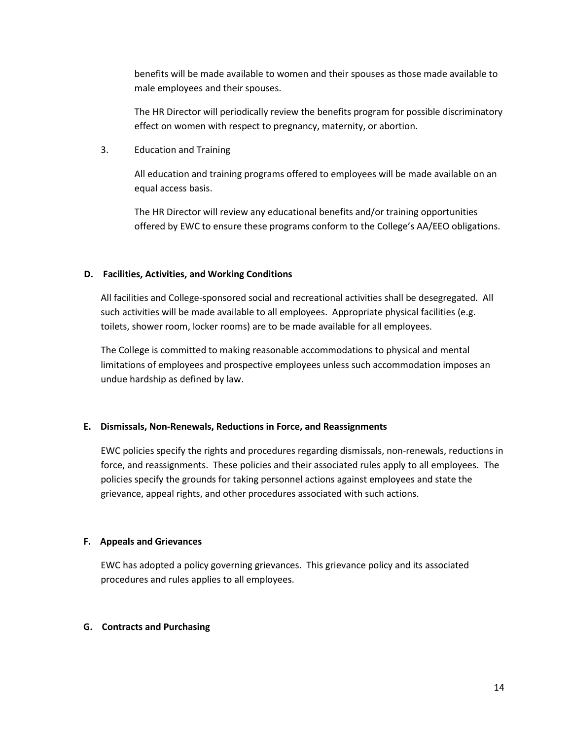benefits will be made available to women and their spouses as those made available to male employees and their spouses.

The HR Director will periodically review the benefits program for possible discriminatory effect on women with respect to pregnancy, maternity, or abortion.

3. Education and Training

All education and training programs offered to employees will be made available on an equal access basis.

The HR Director will review any educational benefits and/or training opportunities offered by EWC to ensure these programs conform to the College's AA/EEO obligations.

**D. Facilities, Activities, and Working Conditions**

All facilities and College-sponsored social and recreational activities shall be desegregated. All such activities will be made available to all employees. Appropriate physical facilities (e.g. toilets, shower room, locker rooms) are to be made available for all employees.

The College is committed to making reasonable accommodations to physical and mental limitations of employees and prospective employees unless such accommodation imposes an undue hardship as defined by law.

**E. Dismissals, Non-Renewals, Reductions in Force, and Reassignments**

EWC policies specify the rights and procedures regarding dismissals, non-renewals, reductions in force, and reassignments. These policies and their associated rules apply to all employees. The policies specify the grounds for taking personnel actions against employees and state the grievance, appeal rights, and other procedures associated with such actions.

**F. Appeals and Grievances**

EWC has adopted a policy governing grievances. This grievance policy and its associated procedures and rules applies to all employees.

**G. Contracts and Purchasing**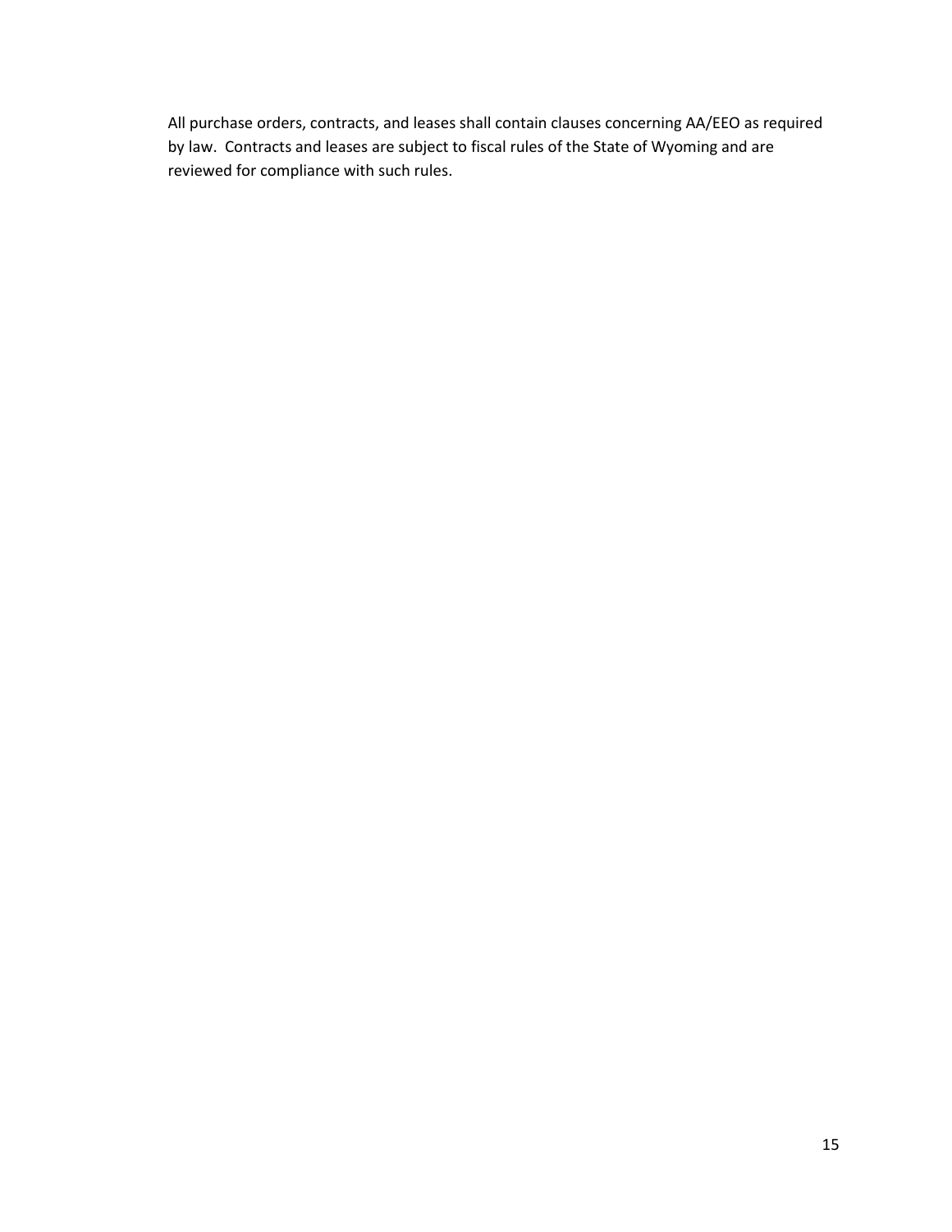All purchase orders, contracts, and leases shall contain clauses concerning AA/EEO as required by law. Contracts and leases are subject to fiscal rules of the State of Wyoming and are reviewed for compliance with such rules.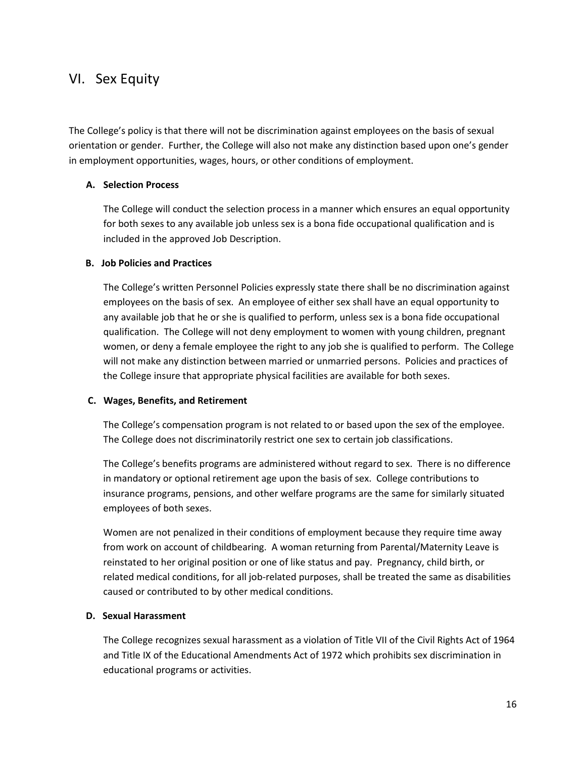## VI. Sex Equity

The College's policy is that there will not be discrimination against employees on the basis of sexual orientation or gender. Further, the College will also not make any distinction based upon one's gender in employment opportunities, wages, hours, or other conditions of employment.

### A. Selection Process

The College will conduct the selection process in a manner which ensures an equal opportunity for both sexes to any available job unless sex is a bona fide occupational qualification and is included in the approved Job Description.

### B. Job Policies and Practices

The College's written Personnel Policies expressly state there shall be no discrimination against employees on the basis of sex. An employee of either sex shall have an equal opportunity to any available job that he or she is qualified to perform, unless sex is a bona fide occupational qualification. The College will not deny employment to women with young children, pregnant women, or deny a female employee the right to any job she is qualified to perform. The College will not make any distinction between married or unmarried persons. Policies and practices of the College insure that appropriate physical facilities are available for both sexes.

### C. Wages, Benefits, and Retirement

The College's compensation program is not related to or based upon the sex of the employee. The College does not discriminatorily restrict one sex to certain job classifications.

The College's benefits programs are administered without regard to sex. There is no difference in mandatory or optional retirement age upon the basis of sex. College contributions to insurance programs, pensions, and other welfare programs are the same for similarly situated employees of both sexes.

Women are not penalized in their conditions of employment because they require time away from work on account of childbearing. A woman returning from Parental/Maternity Leave is reinstated to her original position or one of like status and pay. Pregnancy, child birth, or related medical conditions, for all job-related purposes, shall be treated the same as disabilities caused or contributed to by other medical conditions.

### D. Sexual Harassment

The College recognizes sexual harassment as a violation of Title VII of the Civil Rights Act of 1964 and Title IX of the Educational Amendments Act of 1972 which prohibits sex discrimination in educational programs or activities.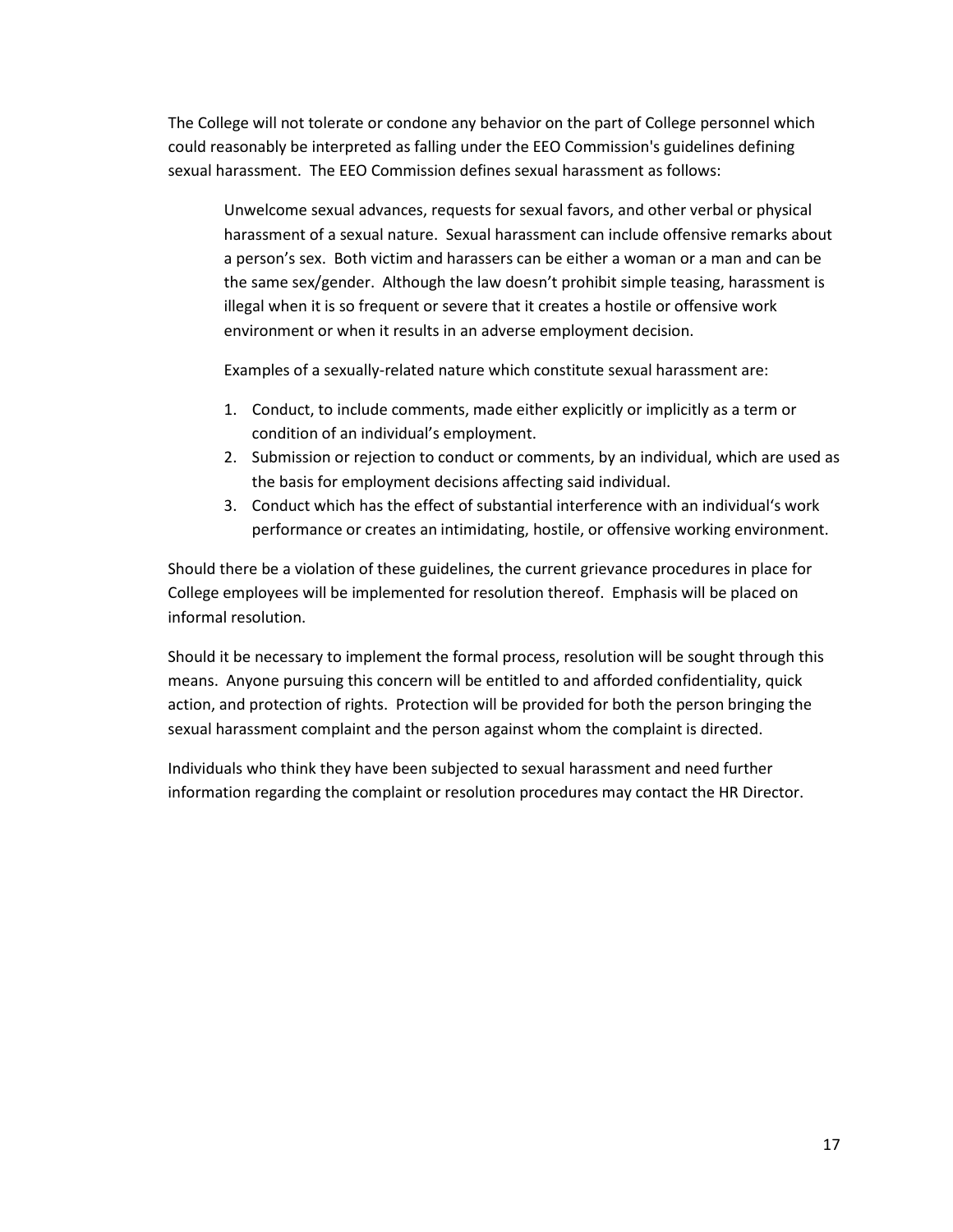The College will not tolerate or condone any behavior on the part of College personnel which could reasonably be interpreted as falling under the EEO Commission's guidelines defining sexual harassment. The EEO Commission defines sexual harassment as follows:

> Unwelcome sexual advances, requests for sexual favors, and other verbal or physical harassment of a sexual nature. Sexual harassment can include offensive remarks about a person's sex. Both victim and harassers can be either a woman or a man and can be the same sex/gender. Although the law doesn't prohibit simple teasing, harassment is illegal when it is so frequent or severe that it creates a hostile or offensive work environment or when it results in an adverse employment decision.
>
> Examples of a sexually-related nature which constitute sexual harassment are:
>
> 1. Conduct, to include comments, made either explicitly or implicitly as a term or condition of an individual's employment.
> 2. Submission or rejection to conduct or comments, by an individual, which are used as the basis for employment decisions affecting said individual.
> 3. Conduct which has the effect of substantial interference with an individual's work performance or creates an intimidating, hostile, or offensive working environment.

Should there be a violation of these guidelines, the current grievance procedures in place for College employees will be implemented for resolution thereof. Emphasis will be placed on informal resolution.

Should it be necessary to implement the formal process, resolution will be sought through this means. Anyone pursuing this concern will be entitled to and afforded confidentiality, quick action, and protection of rights. Protection will be provided for both the person bringing the sexual harassment complaint and the person against whom the complaint is directed.

Individuals who think they have been subjected to sexual harassment and need further information regarding the complaint or resolution procedures may contact the HR Director.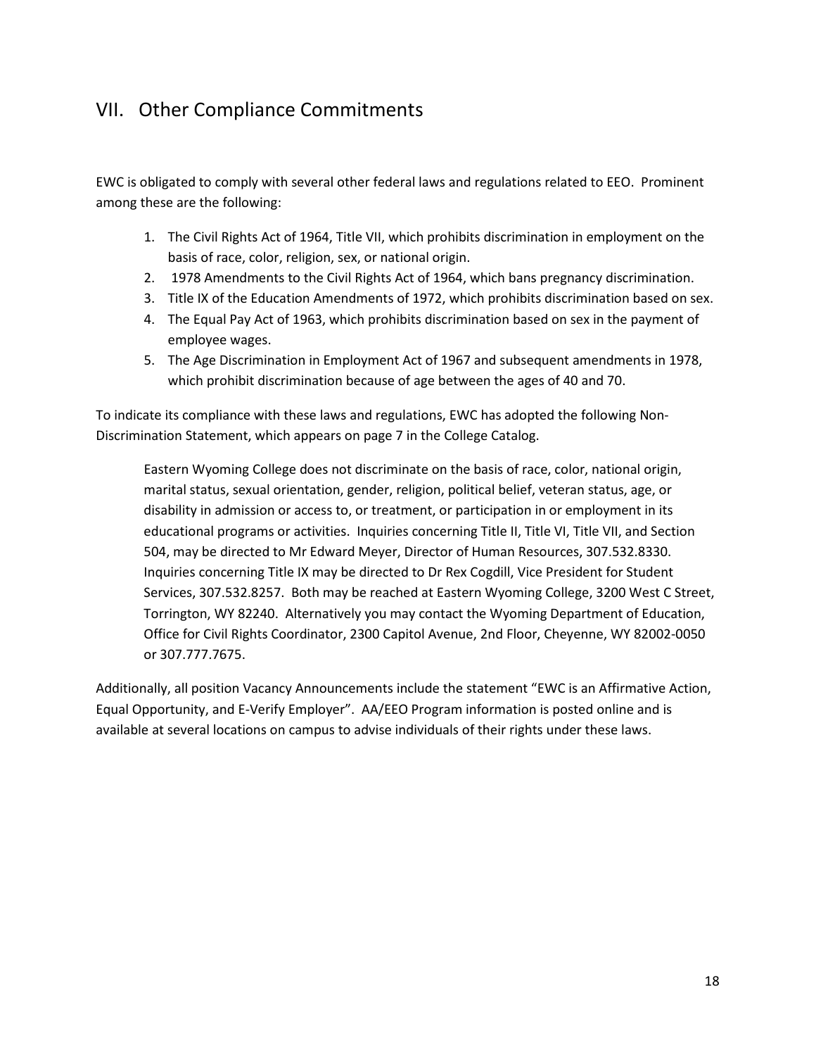## VII. Other Compliance Commitments

EWC is obligated to comply with several other federal laws and regulations related to EEO. Prominent among these are the following:

1. The Civil Rights Act of 1964, Title VII, which prohibits discrimination in employment on the basis of race, color, religion, sex, or national origin.
2. 1978 Amendments to the Civil Rights Act of 1964, which bans pregnancy discrimination.
3. Title IX of the Education Amendments of 1972, which prohibits discrimination based on sex.
4. The Equal Pay Act of 1963, which prohibits discrimination based on sex in the payment of employee wages.
5. The Age Discrimination in Employment Act of 1967 and subsequent amendments in 1978, which prohibit discrimination because of age between the ages of 40 and 70.

To indicate its compliance with these laws and regulations, EWC has adopted the following Non-Discrimination Statement, which appears on page 7 in the College Catalog.

> Eastern Wyoming College does not discriminate on the basis of race, color, national origin, marital status, sexual orientation, gender, religion, political belief, veteran status, age, or disability in admission or access to, or treatment, or participation in or employment in its educational programs or activities. Inquiries concerning Title II, Title VI, Title VII, and Section 504, may be directed to Mr Edward Meyer, Director of Human Resources, 307.532.8330. Inquiries concerning Title IX may be directed to Dr Rex Cogdill, Vice President for Student Services, 307.532.8257. Both may be reached at Eastern Wyoming College, 3200 West C Street, Torrington, WY 82240. Alternatively you may contact the Wyoming Department of Education, Office for Civil Rights Coordinator, 2300 Capitol Avenue, 2nd Floor, Cheyenne, WY 82002-0050 or 307.777.7675.

Additionally, all position Vacancy Announcements include the statement "EWC is an Affirmative Action, Equal Opportunity, and E-Verify Employer". AA/EEO Program information is posted online and is available at several locations on campus to advise individuals of their rights under these laws.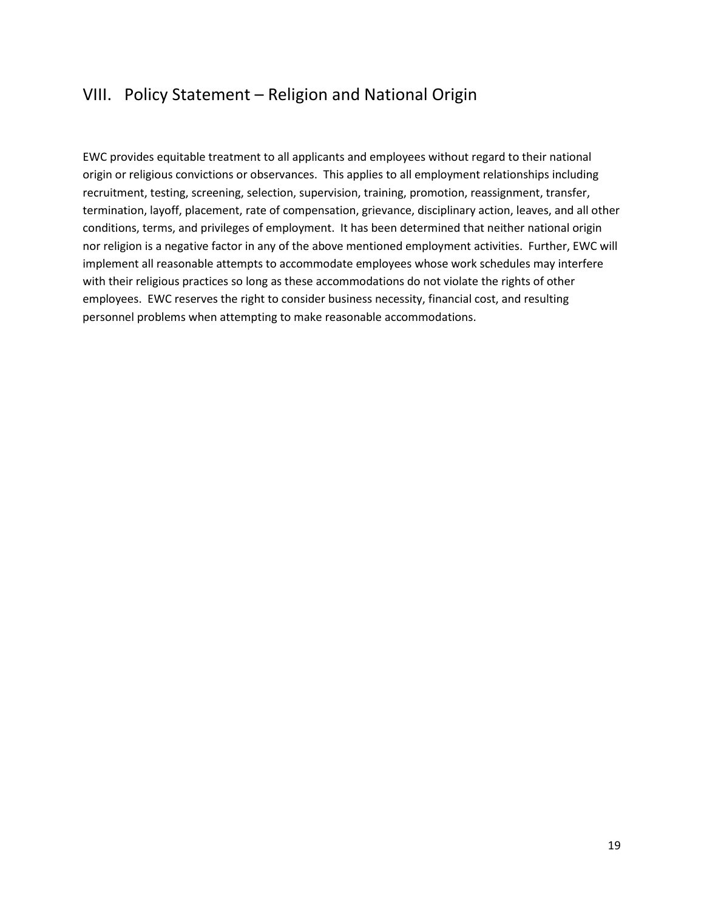## VIII. Policy Statement – Religion and National Origin

EWC provides equitable treatment to all applicants and employees without regard to their national origin or religious convictions or observances. This applies to all employment relationships including recruitment, testing, screening, selection, supervision, training, promotion, reassignment, transfer, termination, layoff, placement, rate of compensation, grievance, disciplinary action, leaves, and all other conditions, terms, and privileges of employment. It has been determined that neither national origin nor religion is a negative factor in any of the above mentioned employment activities. Further, EWC will implement all reasonable attempts to accommodate employees whose work schedules may interfere with their religious practices so long as these accommodations do not violate the rights of other employees. EWC reserves the right to consider business necessity, financial cost, and resulting personnel problems when attempting to make reasonable accommodations.